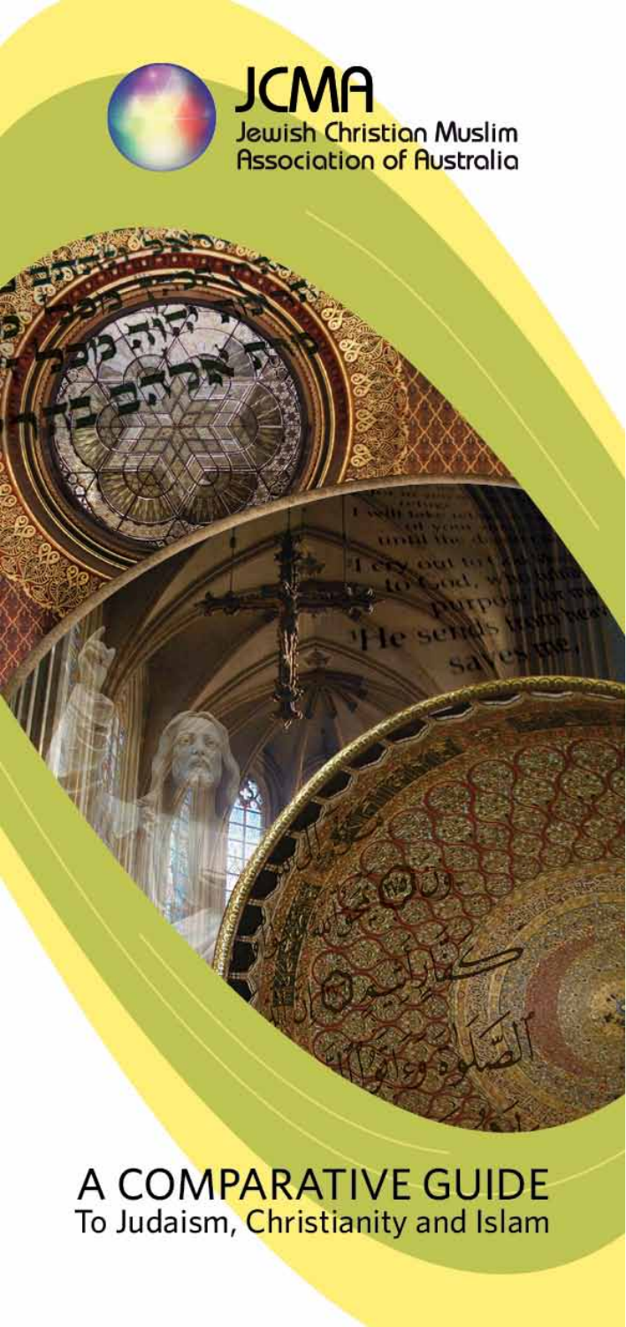# JCMA

Jewish Christian Muslim Association of Australia

# A COMPARATIVE GUIDE

## To Judaism, Christianity and Islam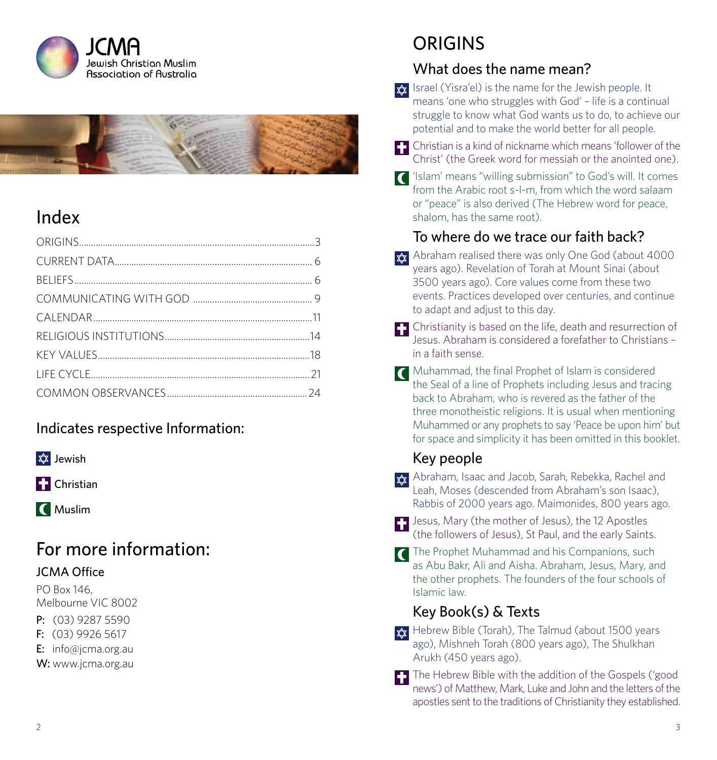JCMA
Jewish Christian Muslim
Association of Australia

## Index

| | |
|---|---|
| ORIGINS | 3 |
| CURRENT DATA | 6 |
| BELIEFS | 6 |
| COMMUNICATING WITH GOD | 9 |
| CALENDAR | 11 |
| RELIGIOUS INSTITUTIONS | 14 |
| KEY VALUES | 18 |
| LIFE CYCLE | 21 |
| COMMON OBSERVANCES | 24 |

### Indicates respective Information:

- Jewish
- Christian
- Muslim

## For more information:

### JCMA Office

PO Box 146,
Melbourne VIC 8002

**P:** (03) 9287 5590
**F:** (03) 9926 5617
**E:** info@jcma.org.au
**W:** www.jcma.org.au

# ORIGINS

## What does the name mean?

- (Jewish) Israel (Yisra'el) is the name for the Jewish people. It means 'one who struggles with God' – life is a continual struggle to know what God wants us to do, to achieve our potential and to make the world better for all people.
- (Christian) Christian is a kind of nickname which means 'follower of the Christ' (the Greek word for messiah or the anointed one).
- (Muslim) 'Islam' means "willing submission" to God's will. It comes from the Arabic root s-l-m, from which the word salaam or "peace" is also derived (The Hebrew word for peace, shalom, has the same root).

## To where do we trace our faith back?

- (Jewish) Abraham realised there was only One God (about 4000 years ago). Revelation of Torah at Mount Sinai (about 3500 years ago). Core values come from these two events. Practices developed over centuries, and continue to adapt and adjust to this day.
- (Christian) Christianity is based on the life, death and resurrection of Jesus. Abraham is considered a forefather to Christians – in a faith sense.
- (Muslim) Muhammad, the final Prophet of Islam is considered the Seal of a line of Prophets including Jesus and tracing back to Abraham, who is revered as the father of the three monotheistic religions. It is usual when mentioning Muhammed or any prophets to say 'Peace be upon him' but for space and simplicity it has been omitted in this booklet.

## Key people

- (Jewish) Abraham, Isaac and Jacob, Sarah, Rebekka, Rachel and Leah, Moses (descended from Abraham's son Isaac), Rabbis of 2000 years ago. Maimonides, 800 years ago.
- (Christian) Jesus, Mary (the mother of Jesus), the 12 Apostles (the followers of Jesus), St Paul, and the early Saints.
- (Muslim) The Prophet Muhammad and his Companions, such as Abu Bakr, Ali and Aisha. Abraham, Jesus, Mary, and the other prophets. The founders of the four schools of Islamic law.

## Key Book(s) & Texts

- (Jewish) Hebrew Bible (Torah), The Talmud (about 1500 years ago), Mishneh Torah (800 years ago), The Shulkhan Arukh (450 years ago).
- (Christian) The Hebrew Bible with the addition of the Gospels ('good news') of Matthew, Mark, Luke and John and the letters of the apostles sent to the traditions of Christianity they established.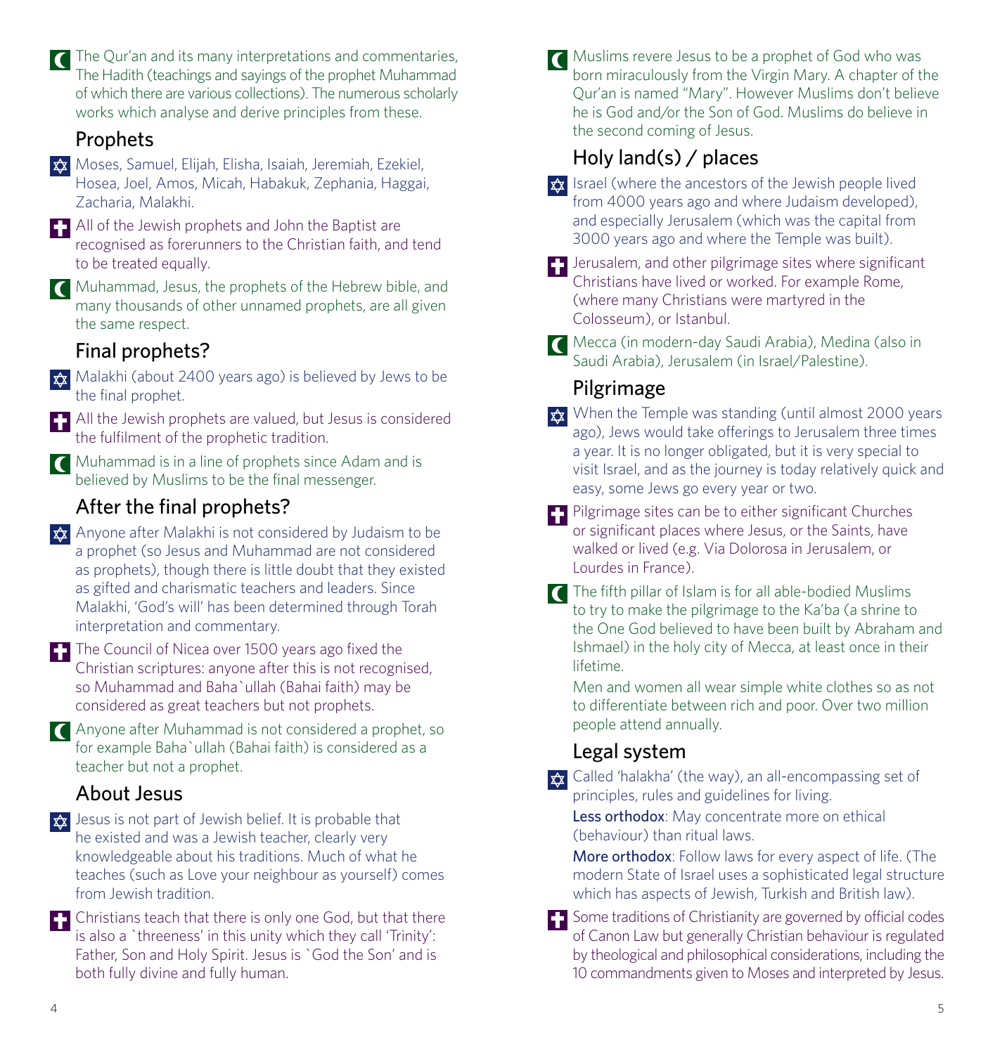The Qur'an and its many interpretations and commentaries, The Hadith (teachings and sayings of the prophet Muhammad of which there are various collections). The numerous scholarly works which analyse and derive principles from these.

## Prophets

Moses, Samuel, Elijah, Elisha, Isaiah, Jeremiah, Ezekiel, Hosea, Joel, Amos, Micah, Habakuk, Zephania, Haggai, Zacharia, Malakhi.

All of the Jewish prophets and John the Baptist are recognised as forerunners to the Christian faith, and tend to be treated equally.

Muhammad, Jesus, the prophets of the Hebrew bible, and many thousands of other unnamed prophets, are all given the same respect.

## Final prophets?

Malakhi (about 2400 years ago) is believed by Jews to be the final prophet.

All the Jewish prophets are valued, but Jesus is considered the fulfilment of the prophetic tradition.

Muhammad is in a line of prophets since Adam and is believed by Muslims to be the final messenger.

## After the final prophets?

Anyone after Malakhi is not considered by Judaism to be a prophet (so Jesus and Muhammad are not considered as prophets), though there is little doubt that they existed as gifted and charismatic teachers and leaders. Since Malakhi, 'God's will' has been determined through Torah interpretation and commentary.

The Council of Nicea over 1500 years ago fixed the Christian scriptures: anyone after this is not recognised, so Muhammad and Baha`ullah (Bahai faith) may be considered as great teachers but not prophets.

Anyone after Muhammad is not considered a prophet, so for example Baha`ullah (Bahai faith) is considered as a teacher but not a prophet.

## About Jesus

Jesus is not part of Jewish belief. It is probable that he existed and was a Jewish teacher, clearly very knowledgeable about his traditions. Much of what he teaches (such as Love your neighbour as yourself) comes from Jewish tradition.

Christians teach that there is only one God, but that there is also a `threeness' in this unity which they call 'Trinity': Father, Son and Holy Spirit. Jesus is `God the Son' and is both fully divine and fully human.

Muslims revere Jesus to be a prophet of God who was born miraculously from the Virgin Mary. A chapter of the Qur'an is named "Mary". However Muslims don't believe he is God and/or the Son of God. Muslims do believe in the second coming of Jesus.

## Holy land(s) / places

Israel (where the ancestors of the Jewish people lived from 4000 years ago and where Judaism developed), and especially Jerusalem (which was the capital from 3000 years ago and where the Temple was built).

Jerusalem, and other pilgrimage sites where significant Christians have lived or worked. For example Rome, (where many Christians were martyred in the Colosseum), or Istanbul.

Mecca (in modern-day Saudi Arabia), Medina (also in Saudi Arabia), Jerusalem (in Israel/Palestine).

## Pilgrimage

When the Temple was standing (until almost 2000 years ago), Jews would take offerings to Jerusalem three times a year. It is no longer obligated, but it is very special to visit Israel, and as the journey is today relatively quick and easy, some Jews go every year or two.

Pilgrimage sites can be to either significant Churches or significant places where Jesus, or the Saints, have walked or lived (e.g. Via Dolorosa in Jerusalem, or Lourdes in France).

The fifth pillar of Islam is for all able-bodied Muslims to try to make the pilgrimage to the Ka'ba (a shrine to the One God believed to have been built by Abraham and Ishmael) in the holy city of Mecca, at least once in their lifetime.

Men and women all wear simple white clothes so as not to differentiate between rich and poor. Over two million people attend annually.

## Legal system

Called 'halakha' (the way), an all-encompassing set of principles, rules and guidelines for living.

**Less orthodox**: May concentrate more on ethical (behaviour) than ritual laws.

**More orthodox**: Follow laws for every aspect of life. (The modern State of Israel uses a sophisticated legal structure which has aspects of Jewish, Turkish and British law).

Some traditions of Christianity are governed by official codes of Canon Law but generally Christian behaviour is regulated by theological and philosophical considerations, including the 10 commandments given to Moses and interpreted by Jesus.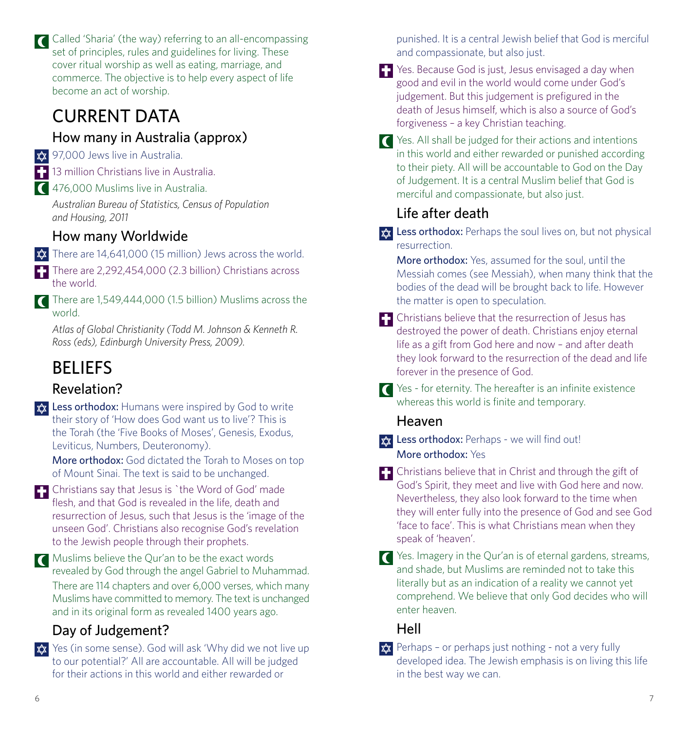Called 'Sharia' (the way) referring to an all-encompassing set of principles, rules and guidelines for living. These cover ritual worship as well as eating, marriage, and commerce. The objective is to help every aspect of life become an act of worship.

# CURRENT DATA

## How many in Australia (approx)

✡ 97,000 Jews live in Australia.

✝ 13 million Christians live in Australia.

☾ 476,000 Muslims live in Australia.

*Australian Bureau of Statistics, Census of Population and Housing, 2011*

## How many Worldwide

✡ There are 14,641,000 (15 million) Jews across the world.

✝ There are 2,292,454,000 (2.3 billion) Christians across the world.

☾ There are 1,549,444,000 (1.5 billion) Muslims across the world.

*Atlas of Global Christianity (Todd M. Johnson & Kenneth R. Ross (eds), Edinburgh University Press, 2009).*

# BELIEFS

## Revelation?

✡ **Less orthodox:** Humans were inspired by God to write their story of 'How does God want us to live'? This is the Torah (the 'Five Books of Moses', Genesis, Exodus, Leviticus, Numbers, Deuteronomy).

**More orthodox:** God dictated the Torah to Moses on top of Mount Sinai. The text is said to be unchanged.

✝ Christians say that Jesus is `the Word of God' made flesh, and that God is revealed in the life, death and resurrection of Jesus, such that Jesus is the 'image of the unseen God'. Christians also recognise God's revelation to the Jewish people through their prophets.

☾ Muslims believe the Qur'an to be the exact words revealed by God through the angel Gabriel to Muhammad. There are 114 chapters and over 6,000 verses, which many Muslims have committed to memory. The text is unchanged and in its original form as revealed 1400 years ago.

## Day of Judgement?

✡ Yes (in some sense). God will ask 'Why did we not live up to our potential?' All are accountable. All will be judged for their actions in this world and either rewarded or punished. It is a central Jewish belief that God is merciful and compassionate, but also just.

✝ Yes. Because God is just, Jesus envisaged a day when good and evil in the world would come under God's judgement. But this judgement is prefigured in the death of Jesus himself, which is also a source of God's forgiveness – a key Christian teaching.

☾ Yes. All shall be judged for their actions and intentions in this world and either rewarded or punished according to their piety. All will be accountable to God on the Day of Judgement. It is a central Muslim belief that God is merciful and compassionate, but also just.

## Life after death

✡ **Less orthodox:** Perhaps the soul lives on, but not physical resurrection.

**More orthodox:** Yes, assumed for the soul, until the Messiah comes (see Messiah), when many think that the bodies of the dead will be brought back to life. However the matter is open to speculation.

✝ Christians believe that the resurrection of Jesus has destroyed the power of death. Christians enjoy eternal life as a gift from God here and now – and after death they look forward to the resurrection of the dead and life forever in the presence of God.

☾ Yes - for eternity. The hereafter is an infinite existence whereas this world is finite and temporary.

## Heaven

✡ **Less orthodox:** Perhaps - we will find out!

**More orthodox:** Yes

✝ Christians believe that in Christ and through the gift of God's Spirit, they meet and live with God here and now. Nevertheless, they also look forward to the time when they will enter fully into the presence of God and see God 'face to face'. This is what Christians mean when they speak of 'heaven'.

☾ Yes. Imagery in the Qur'an is of eternal gardens, streams, and shade, but Muslims are reminded not to take this literally but as an indication of a reality we cannot yet comprehend. We believe that only God decides who will enter heaven.

## Hell

✡ Perhaps – or perhaps just nothing - not a very fully developed idea. The Jewish emphasis is on living this life in the best way we can.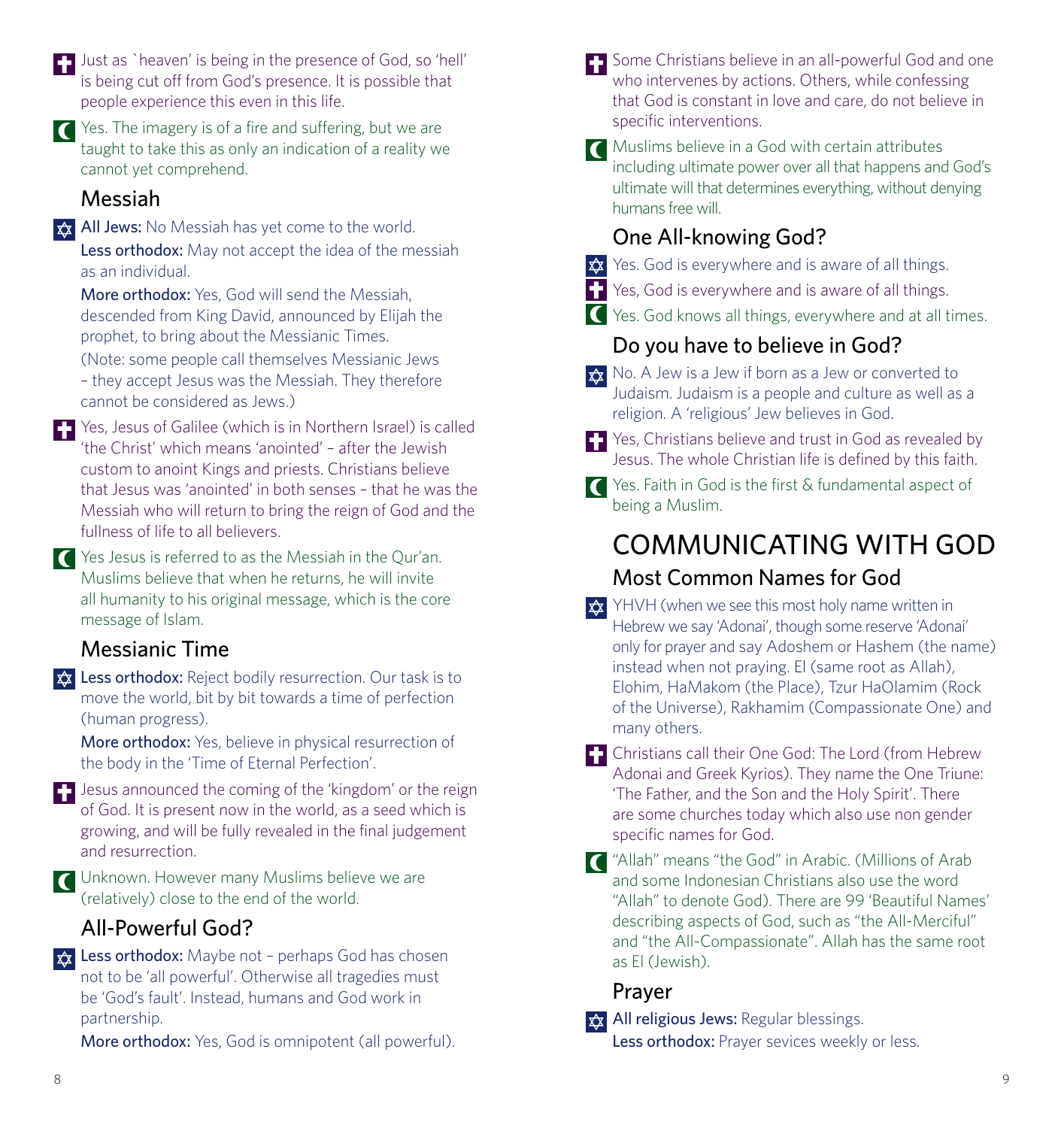Just as `heaven' is being in the presence of God, so 'hell' is being cut off from God's presence. It is possible that people experience this even in this life.

Yes. The imagery is of a fire and suffering, but we are taught to take this as only an indication of a reality we cannot yet comprehend.

## Messiah

**All Jews:** No Messiah has yet come to the world.

**Less orthodox:** May not accept the idea of the messiah as an individual.

**More orthodox:** Yes, God will send the Messiah, descended from King David, announced by Elijah the prophet, to bring about the Messianic Times.

(Note: some people call themselves Messianic Jews – they accept Jesus was the Messiah. They therefore cannot be considered as Jews.)

Yes, Jesus of Galilee (which is in Northern Israel) is called 'the Christ' which means 'anointed' – after the Jewish custom to anoint Kings and priests. Christians believe that Jesus was 'anointed' in both senses – that he was the Messiah who will return to bring the reign of God and the fullness of life to all believers.

Yes Jesus is referred to as the Messiah in the Qur'an. Muslims believe that when he returns, he will invite all humanity to his original message, which is the core message of Islam.

## Messianic Time

**Less orthodox:** Reject bodily resurrection. Our task is to move the world, bit by bit towards a time of perfection (human progress).

**More orthodox:** Yes, believe in physical resurrection of the body in the 'Time of Eternal Perfection'.

Jesus announced the coming of the 'kingdom' or the reign of God. It is present now in the world, as a seed which is growing, and will be fully revealed in the final judgement and resurrection.

Unknown. However many Muslims believe we are (relatively) close to the end of the world.

## All-Powerful God?

**Less orthodox:** Maybe not – perhaps God has chosen not to be 'all powerful'. Otherwise all tragedies must be 'God's fault'. Instead, humans and God work in partnership.

**More orthodox:** Yes, God is omnipotent (all powerful).

Some Christians believe in an all-powerful God and one who intervenes by actions. Others, while confessing that God is constant in love and care, do not believe in specific interventions.

Muslims believe in a God with certain attributes including ultimate power over all that happens and God's ultimate will that determines everything, without denying humans free will.

## One All-knowing God?

Yes. God is everywhere and is aware of all things.

Yes, God is everywhere and is aware of all things.

Yes. God knows all things, everywhere and at all times.

## Do you have to believe in God?

No. A Jew is a Jew if born as a Jew or converted to Judaism. Judaism is a people and culture as well as a religion. A 'religious' Jew believes in God.

Yes, Christians believe and trust in God as revealed by Jesus. The whole Christian life is defined by this faith.

Yes. Faith in God is the first & fundamental aspect of being a Muslim.

# COMMUNICATING WITH GOD

## Most Common Names for God

YHVH (when we see this most holy name written in Hebrew we say 'Adonai', though some reserve 'Adonai' only for prayer and say Adoshem or Hashem (the name) instead when not praying. El (same root as Allah), Elohim, HaMakom (the Place), Tzur HaOlamim (Rock of the Universe), Rakhamim (Compassionate One) and many others.

Christians call their One God: The Lord (from Hebrew Adonai and Greek Kyrios). They name the One Triune: 'The Father, and the Son and the Holy Spirit'. There are some churches today which also use non gender specific names for God.

"Allah" means "the God" in Arabic. (Millions of Arab and some Indonesian Christians also use the word "Allah" to denote God). There are 99 'Beautiful Names' describing aspects of God, such as "the All-Merciful" and "the All-Compassionate". Allah has the same root as El (Jewish).

## Prayer

**All religious Jews:** Regular blessings.

**Less orthodox:** Prayer sevices weekly or less.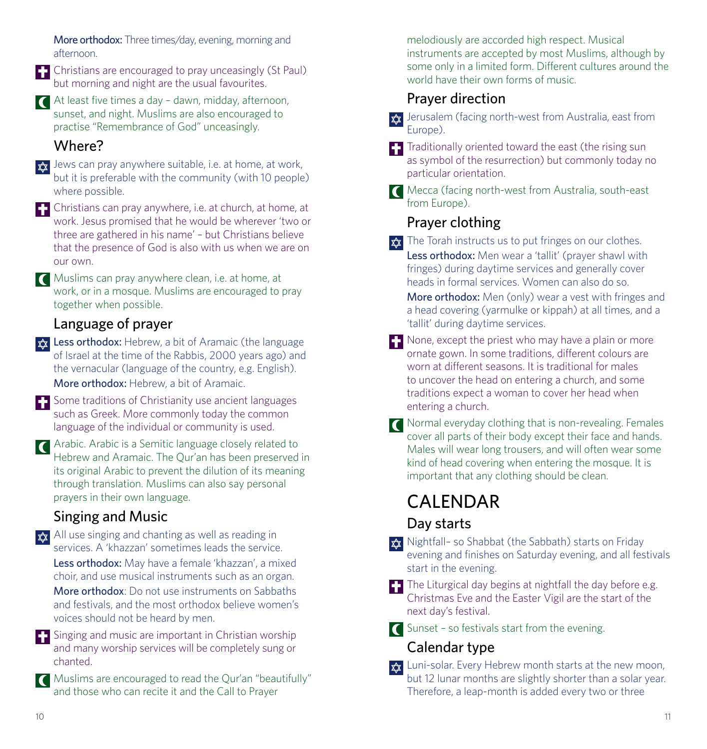**More orthodox:** Three times/day, evening, morning and afternoon.

Christians are encouraged to pray unceasingly (St Paul) but morning and night are the usual favourites.

At least five times a day – dawn, midday, afternoon, sunset, and night. Muslims are also encouraged to practise "Remembrance of God" unceasingly.

## Where?

Jews can pray anywhere suitable, i.e. at home, at work, but it is preferable with the community (with 10 people) where possible.

Christians can pray anywhere, i.e. at church, at home, at work. Jesus promised that he would be wherever 'two or three are gathered in his name' – but Christians believe that the presence of God is also with us when we are on our own.

Muslims can pray anywhere clean, i.e. at home, at work, or in a mosque. Muslims are encouraged to pray together when possible.

## Language of prayer

**Less orthodox:** Hebrew, a bit of Aramaic (the language of Israel at the time of the Rabbis, 2000 years ago) and the vernacular (language of the country, e.g. English).

**More orthodox:** Hebrew, a bit of Aramaic.

Some traditions of Christianity use ancient languages such as Greek. More commonly today the common language of the individual or community is used.

Arabic. Arabic is a Semitic language closely related to Hebrew and Aramaic. The Qur'an has been preserved in its original Arabic to prevent the dilution of its meaning through translation. Muslims can also say personal prayers in their own language.

## Singing and Music

All use singing and chanting as well as reading in services. A 'khazzan' sometimes leads the service.

**Less orthodox:** May have a female 'khazzan', a mixed choir, and use musical instruments such as an organ.

**More orthodox**: Do not use instruments on Sabbaths and festivals, and the most orthodox believe women's voices should not be heard by men.

Singing and music are important in Christian worship and many worship services will be completely sung or chanted.

Muslims are encouraged to read the Qur'an "beautifully" and those who can recite it and the Call to Prayer melodiously are accorded high respect. Musical instruments are accepted by most Muslims, although by some only in a limited form. Different cultures around the world have their own forms of music.

## Prayer direction

Jerusalem (facing north-west from Australia, east from Europe).

Traditionally oriented toward the east (the rising sun as symbol of the resurrection) but commonly today no particular orientation.

Mecca (facing north-west from Australia, south-east from Europe).

## Prayer clothing

The Torah instructs us to put fringes on our clothes.

**Less orthodox:** Men wear a 'tallit' (prayer shawl with fringes) during daytime services and generally cover heads in formal services. Women can also do so.

**More orthodox:** Men (only) wear a vest with fringes and a head covering (yarmulke or kippah) at all times, and a 'tallit' during daytime services.

None, except the priest who may have a plain or more ornate gown. In some traditions, different colours are worn at different seasons. It is traditional for males to uncover the head on entering a church, and some traditions expect a woman to cover her head when entering a church.

Normal everyday clothing that is non-revealing. Females cover all parts of their body except their face and hands. Males will wear long trousers, and will often wear some kind of head covering when entering the mosque. It is important that any clothing should be clean.

# CALENDAR

## Day starts

Nightfall– so Shabbat (the Sabbath) starts on Friday evening and finishes on Saturday evening, and all festivals start in the evening.

The Liturgical day begins at nightfall the day before e.g. Christmas Eve and the Easter Vigil are the start of the next day's festival.

Sunset – so festivals start from the evening.

## Calendar type

Luni-solar. Every Hebrew month starts at the new moon, but 12 lunar months are slightly shorter than a solar year. Therefore, a leap-month is added every two or three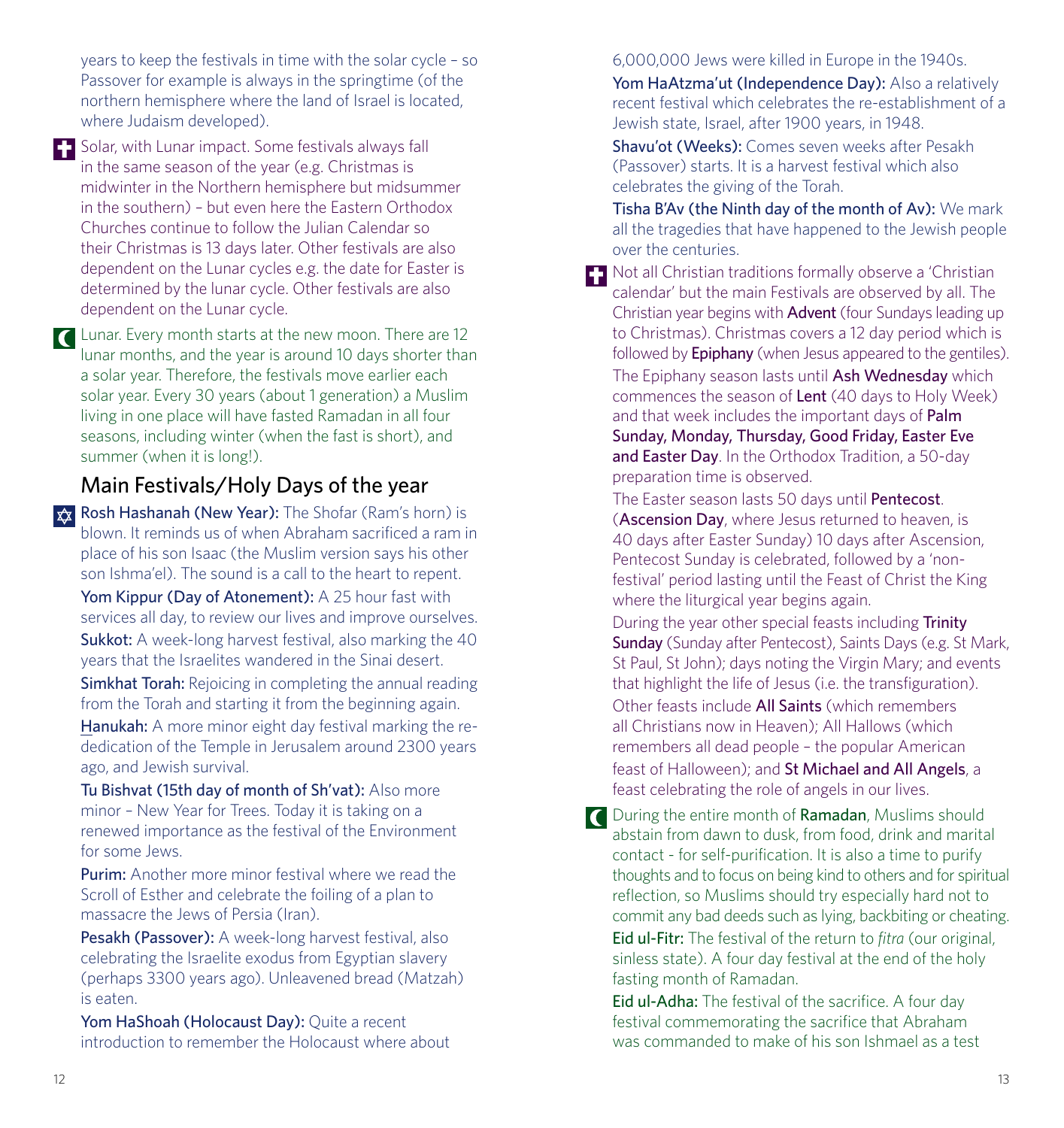years to keep the festivals in time with the solar cycle – so Passover for example is always in the springtime (of the northern hemisphere where the land of Israel is located, where Judaism developed).

Solar, with Lunar impact. Some festivals always fall in the same season of the year (e.g. Christmas is midwinter in the Northern hemisphere but midsummer in the southern) – but even here the Eastern Orthodox Churches continue to follow the Julian Calendar so their Christmas is 13 days later. Other festivals are also dependent on the Lunar cycles e.g. the date for Easter is determined by the lunar cycle. Other festivals are also dependent on the Lunar cycle.

Lunar. Every month starts at the new moon. There are 12 lunar months, and the year is around 10 days shorter than a solar year. Therefore, the festivals move earlier each solar year. Every 30 years (about 1 generation) a Muslim living in one place will have fasted Ramadan in all four seasons, including winter (when the fast is short), and summer (when it is long!).

## Main Festivals/Holy Days of the year

**Rosh Hashanah (New Year):** The Shofar (Ram's horn) is blown. It reminds us of when Abraham sacrificed a ram in place of his son Isaac (the Muslim version says his other son Ishma'el). The sound is a call to the heart to repent.

**Yom Kippur (Day of Atonement):** A 25 hour fast with services all day, to review our lives and improve ourselves.

**Sukkot:** A week-long harvest festival, also marking the 40 years that the Israelites wandered in the Sinai desert.

**Simkhat Torah:** Rejoicing in completing the annual reading from the Torah and starting it from the beginning again.

**Hanukah:** A more minor eight day festival marking the re-dedication of the Temple in Jerusalem around 2300 years ago, and Jewish survival.

**Tu Bishvat (15th day of month of Sh'vat):** Also more minor – New Year for Trees. Today it is taking on a renewed importance as the festival of the Environment for some Jews.

**Purim:** Another more minor festival where we read the Scroll of Esther and celebrate the foiling of a plan to massacre the Jews of Persia (Iran).

**Pesakh (Passover):** A week-long harvest festival, also celebrating the Israelite exodus from Egyptian slavery (perhaps 3300 years ago). Unleavened bread (Matzah) is eaten.

**Yom HaShoah (Holocaust Day):** Quite a recent introduction to remember the Holocaust where about 6,000,000 Jews were killed in Europe in the 1940s.

**Yom HaAtzma'ut (Independence Day):** Also a relatively recent festival which celebrates the re-establishment of a Jewish state, Israel, after 1900 years, in 1948.

**Shavu'ot (Weeks):** Comes seven weeks after Pesakh (Passover) starts. It is a harvest festival which also celebrates the giving of the Torah.

**Tisha B'Av (the Ninth day of the month of Av):** We mark all the tragedies that have happened to the Jewish people over the centuries.

Not all Christian traditions formally observe a 'Christian calendar' but the main Festivals are observed by all. The Christian year begins with **Advent** (four Sundays leading up to Christmas). Christmas covers a 12 day period which is followed by **Epiphany** (when Jesus appeared to the gentiles).

The Epiphany season lasts until **Ash Wednesday** which commences the season of **Lent** (40 days to Holy Week) and that week includes the important days of **Palm Sunday, Monday, Thursday, Good Friday, Easter Eve and Easter Day**. In the Orthodox Tradition, a 50-day preparation time is observed.

The Easter season lasts 50 days until **Pentecost**. (**Ascension Day**, where Jesus returned to heaven, is 40 days after Easter Sunday) 10 days after Ascension, Pentecost Sunday is celebrated, followed by a 'non-festival' period lasting until the Feast of Christ the King where the liturgical year begins again.

During the year other special feasts including **Trinity Sunday** (Sunday after Pentecost), Saints Days (e.g. St Mark, St Paul, St John); days noting the Virgin Mary; and events that highlight the life of Jesus (i.e. the transfiguration).

Other feasts include **All Saints** (which remembers all Christians now in Heaven); All Hallows (which remembers all dead people – the popular American feast of Halloween); and **St Michael and All Angels**, a feast celebrating the role of angels in our lives.

During the entire month of **Ramadan**, Muslims should abstain from dawn to dusk, from food, drink and marital contact - for self-purification. It is also a time to purify thoughts and to focus on being kind to others and for spiritual reflection, so Muslims should try especially hard not to commit any bad deeds such as lying, backbiting or cheating.

**Eid ul-Fitr:** The festival of the return to *fitra* (our original, sinless state). A four day festival at the end of the holy fasting month of Ramadan.

**Eid ul-Adha:** The festival of the sacrifice. A four day festival commemorating the sacrifice that Abraham was commanded to make of his son Ishmael as a test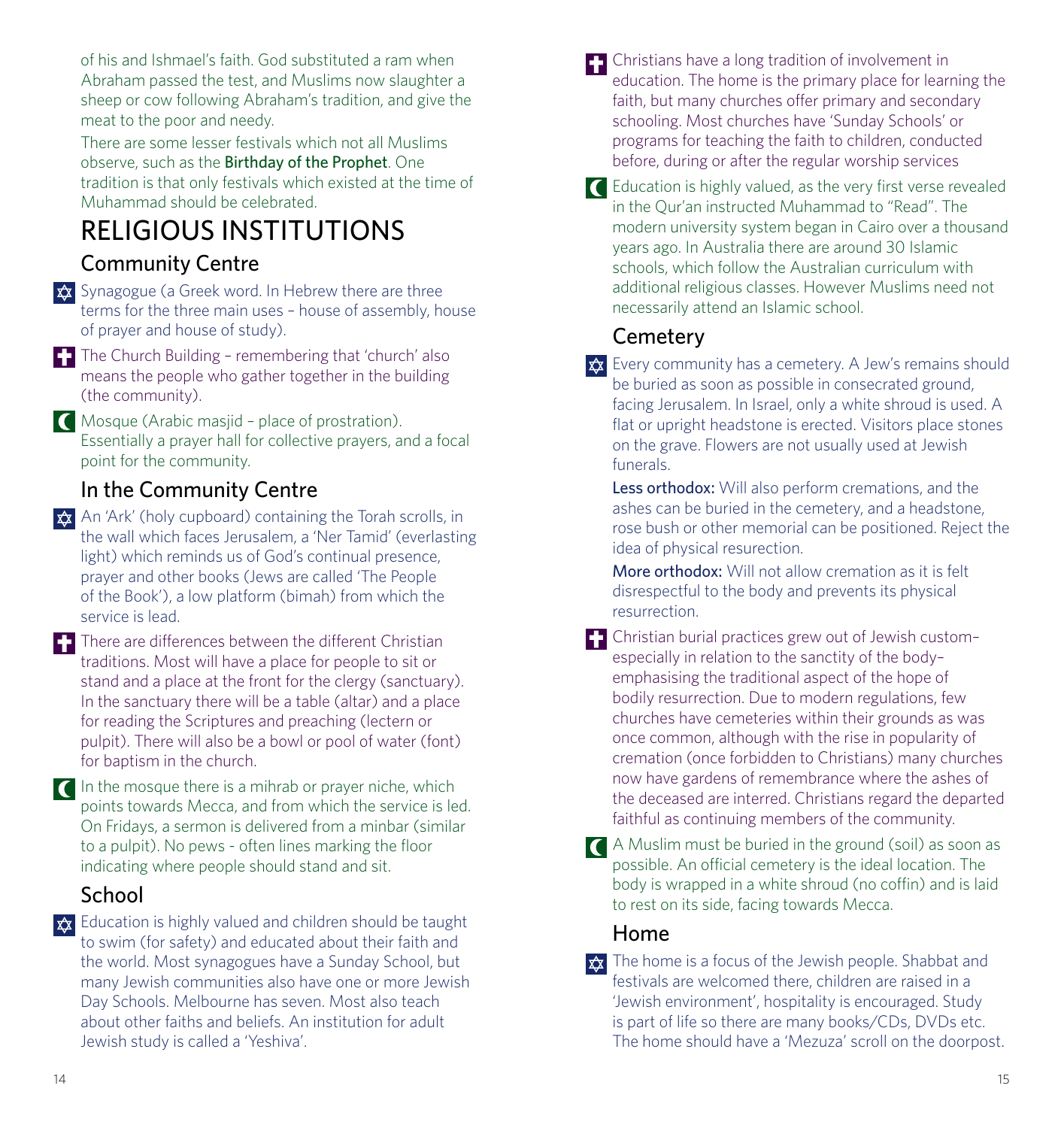of his and Ishmael's faith. God substituted a ram when Abraham passed the test, and Muslims now slaughter a sheep or cow following Abraham's tradition, and give the meat to the poor and needy.

There are some lesser festivals which not all Muslims observe, such as the **Birthday of the Prophet**. One tradition is that only festivals which existed at the time of Muhammad should be celebrated.

# RELIGIOUS INSTITUTIONS

## Community Centre

✡ Synagogue (a Greek word. In Hebrew there are three terms for the three main uses – house of assembly, house of prayer and house of study).

✝ The Church Building – remembering that 'church' also means the people who gather together in the building (the community).

☪ Mosque (Arabic masjid – place of prostration). Essentially a prayer hall for collective prayers, and a focal point for the community.

## In the Community Centre

✡ An 'Ark' (holy cupboard) containing the Torah scrolls, in the wall which faces Jerusalem, a 'Ner Tamid' (everlasting light) which reminds us of God's continual presence, prayer and other books (Jews are called 'The People of the Book'), a low platform (bimah) from which the service is lead.

✝ There are differences between the different Christian traditions. Most will have a place for people to sit or stand and a place at the front for the clergy (sanctuary). In the sanctuary there will be a table (altar) and a place for reading the Scriptures and preaching (lectern or pulpit). There will also be a bowl or pool of water (font) for baptism in the church.

☪ In the mosque there is a mihrab or prayer niche, which points towards Mecca, and from which the service is led. On Fridays, a sermon is delivered from a minbar (similar to a pulpit). No pews - often lines marking the floor indicating where people should stand and sit.

## School

✡ Education is highly valued and children should be taught to swim (for safety) and educated about their faith and the world. Most synagogues have a Sunday School, but many Jewish communities also have one or more Jewish Day Schools. Melbourne has seven. Most also teach about other faiths and beliefs. An institution for adult Jewish study is called a 'Yeshiva'.

✝ Christians have a long tradition of involvement in education. The home is the primary place for learning the faith, but many churches offer primary and secondary schooling. Most churches have 'Sunday Schools' or programs for teaching the faith to children, conducted before, during or after the regular worship services

☪ Education is highly valued, as the very first verse revealed in the Qur'an instructed Muhammad to "Read". The modern university system began in Cairo over a thousand years ago. In Australia there are around 30 Islamic schools, which follow the Australian curriculum with additional religious classes. However Muslims need not necessarily attend an Islamic school.

## Cemetery

✡ Every community has a cemetery. A Jew's remains should be buried as soon as possible in consecrated ground, facing Jerusalem. In Israel, only a white shroud is used. A flat or upright headstone is erected. Visitors place stones on the grave. Flowers are not usually used at Jewish funerals.

**Less orthodox:** Will also perform cremations, and the ashes can be buried in the cemetery, and a headstone, rose bush or other memorial can be positioned. Reject the idea of physical resurection.

**More orthodox:** Will not allow cremation as it is felt disrespectful to the body and prevents its physical resurrection.

✝ Christian burial practices grew out of Jewish custom– especially in relation to the sanctity of the body– emphasising the traditional aspect of the hope of bodily resurrection. Due to modern regulations, few churches have cemeteries within their grounds as was once common, although with the rise in popularity of cremation (once forbidden to Christians) many churches now have gardens of remembrance where the ashes of the deceased are interred. Christians regard the departed faithful as continuing members of the community.

☪ A Muslim must be buried in the ground (soil) as soon as possible. An official cemetery is the ideal location. The body is wrapped in a white shroud (no coffin) and is laid to rest on its side, facing towards Mecca.

## Home

✡ The home is a focus of the Jewish people. Shabbat and festivals are welcomed there, children are raised in a 'Jewish environment', hospitality is encouraged. Study is part of life so there are many books/CDs, DVDs etc. The home should have a 'Mezuza' scroll on the doorpost.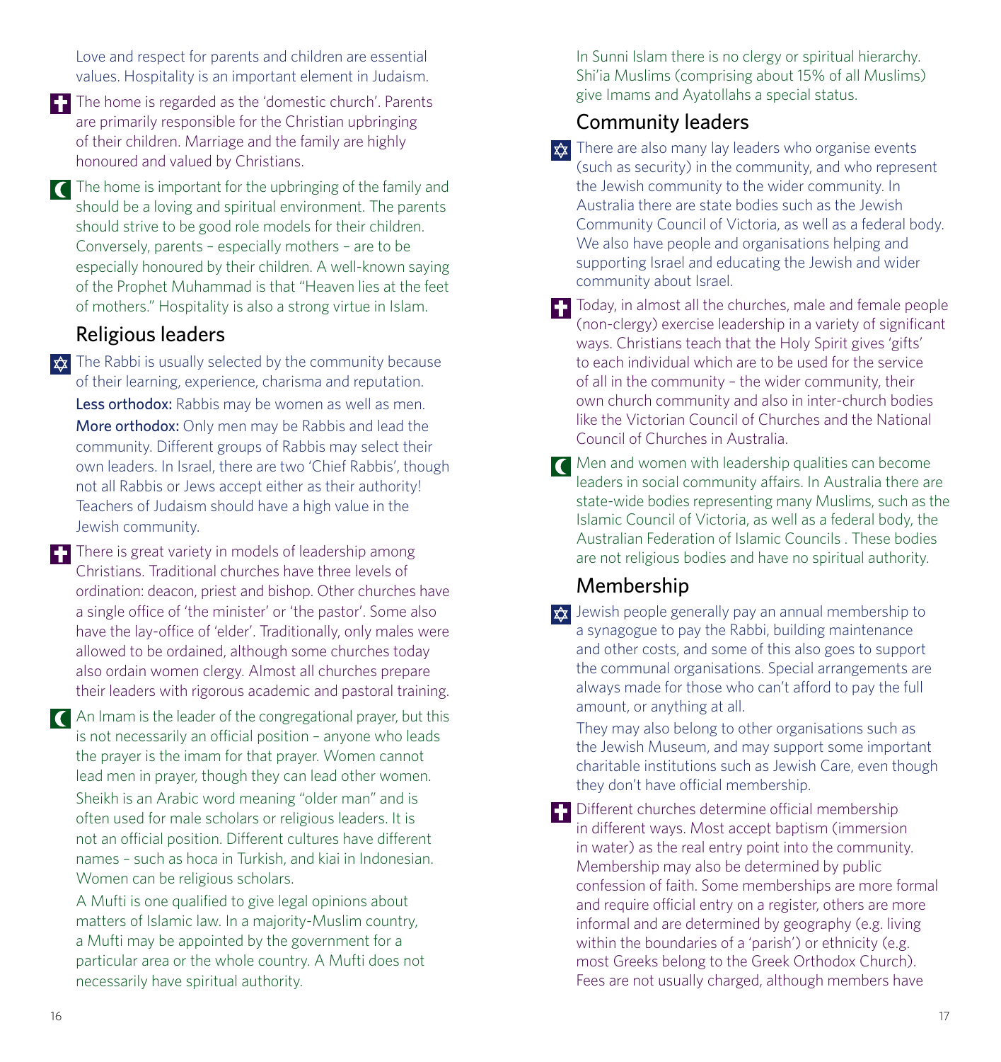Love and respect for parents and children are essential values. Hospitality is an important element in Judaism.

The home is regarded as the 'domestic church'. Parents are primarily responsible for the Christian upbringing of their children. Marriage and the family are highly honoured and valued by Christians.

The home is important for the upbringing of the family and should be a loving and spiritual environment. The parents should strive to be good role models for their children. Conversely, parents – especially mothers – are to be especially honoured by their children. A well-known saying of the Prophet Muhammad is that "Heaven lies at the feet of mothers." Hospitality is also a strong virtue in Islam.

## Religious leaders

The Rabbi is usually selected by the community because of their learning, experience, charisma and reputation.

**Less orthodox:** Rabbis may be women as well as men.

**More orthodox:** Only men may be Rabbis and lead the community. Different groups of Rabbis may select their own leaders. In Israel, there are two 'Chief Rabbis', though not all Rabbis or Jews accept either as their authority! Teachers of Judaism should have a high value in the Jewish community.

There is great variety in models of leadership among Christians. Traditional churches have three levels of ordination: deacon, priest and bishop. Other churches have a single office of 'the minister' or 'the pastor'. Some also have the lay-office of 'elder'. Traditionally, only males were allowed to be ordained, although some churches today also ordain women clergy. Almost all churches prepare their leaders with rigorous academic and pastoral training.

An Imam is the leader of the congregational prayer, but this is not necessarily an official position – anyone who leads the prayer is the imam for that prayer. Women cannot lead men in prayer, though they can lead other women.

Sheikh is an Arabic word meaning "older man" and is often used for male scholars or religious leaders. It is not an official position. Different cultures have different names – such as hoca in Turkish, and kiai in Indonesian. Women can be religious scholars.

A Mufti is one qualified to give legal opinions about matters of Islamic law. In a majority-Muslim country, a Mufti may be appointed by the government for a particular area or the whole country. A Mufti does not necessarily have spiritual authority.

In Sunni Islam there is no clergy or spiritual hierarchy. Shi'ia Muslims (comprising about 15% of all Muslims) give Imams and Ayatollahs a special status.

## Community leaders

There are also many lay leaders who organise events (such as security) in the community, and who represent the Jewish community to the wider community. In Australia there are state bodies such as the Jewish Community Council of Victoria, as well as a federal body. We also have people and organisations helping and supporting Israel and educating the Jewish and wider community about Israel.

Today, in almost all the churches, male and female people (non-clergy) exercise leadership in a variety of significant ways. Christians teach that the Holy Spirit gives 'gifts' to each individual which are to be used for the service of all in the community – the wider community, their own church community and also in inter-church bodies like the Victorian Council of Churches and the National Council of Churches in Australia.

Men and women with leadership qualities can become leaders in social community affairs. In Australia there are state-wide bodies representing many Muslims, such as the Islamic Council of Victoria, as well as a federal body, the Australian Federation of Islamic Councils . These bodies are not religious bodies and have no spiritual authority.

## Membership

Jewish people generally pay an annual membership to a synagogue to pay the Rabbi, building maintenance and other costs, and some of this also goes to support the communal organisations. Special arrangements are always made for those who can't afford to pay the full amount, or anything at all.

They may also belong to other organisations such as the Jewish Museum, and may support some important charitable institutions such as Jewish Care, even though they don't have official membership.

Different churches determine official membership in different ways. Most accept baptism (immersion in water) as the real entry point into the community. Membership may also be determined by public confession of faith. Some memberships are more formal and require official entry on a register, others are more informal and are determined by geography (e.g. living within the boundaries of a 'parish') or ethnicity (e.g. most Greeks belong to the Greek Orthodox Church). Fees are not usually charged, although members have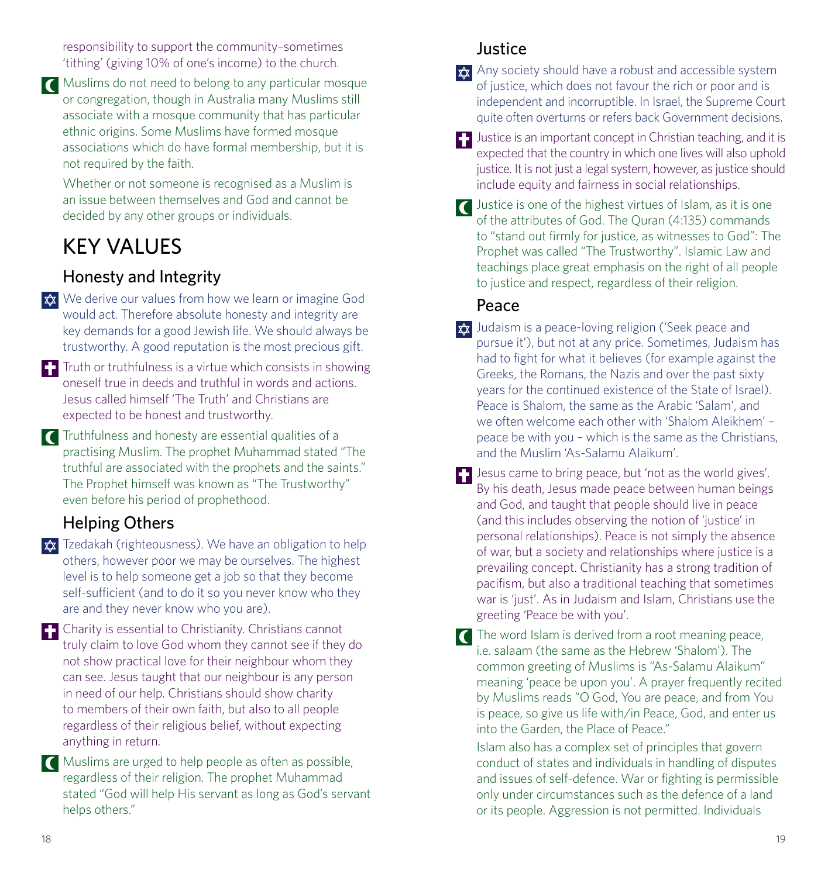responsibility to support the community–sometimes 'tithing' (giving 10% of one's income) to the church.

Muslims do not need to belong to any particular mosque or congregation, though in Australia many Muslims still associate with a mosque community that has particular ethnic origins. Some Muslims have formed mosque associations which do have formal membership, but it is not required by the faith.

Whether or not someone is recognised as a Muslim is an issue between themselves and God and cannot be decided by any other groups or individuals.

# KEY VALUES

## Honesty and Integrity

We derive our values from how we learn or imagine God would act. Therefore absolute honesty and integrity are key demands for a good Jewish life. We should always be trustworthy. A good reputation is the most precious gift.

Truth or truthfulness is a virtue which consists in showing oneself true in deeds and truthful in words and actions. Jesus called himself 'The Truth' and Christians are expected to be honest and trustworthy.

Truthfulness and honesty are essential qualities of a practising Muslim. The prophet Muhammad stated "The truthful are associated with the prophets and the saints." The Prophet himself was known as "The Trustworthy" even before his period of prophethood.

## Helping Others

Tzedakah (righteousness). We have an obligation to help others, however poor we may be ourselves. The highest level is to help someone get a job so that they become self-sufficient (and to do it so you never know who they are and they never know who you are).

Charity is essential to Christianity. Christians cannot truly claim to love God whom they cannot see if they do not show practical love for their neighbour whom they can see. Jesus taught that our neighbour is any person in need of our help. Christians should show charity to members of their own faith, but also to all people regardless of their religious belief, without expecting anything in return.

Muslims are urged to help people as often as possible, regardless of their religion. The prophet Muhammad stated "God will help His servant as long as God's servant helps others."

## Justice

Any society should have a robust and accessible system of justice, which does not favour the rich or poor and is independent and incorruptible. In Israel, the Supreme Court quite often overturns or refers back Government decisions.

Justice is an important concept in Christian teaching, and it is expected that the country in which one lives will also uphold justice. It is not just a legal system, however, as justice should include equity and fairness in social relationships.

Justice is one of the highest virtues of Islam, as it is one of the attributes of God. The Quran (4:135) commands to "stand out firmly for justice, as witnesses to God": The Prophet was called "The Trustworthy". Islamic Law and teachings place great emphasis on the right of all people to justice and respect, regardless of their religion.

## Peace

Judaism is a peace-loving religion ('Seek peace and pursue it'), but not at any price. Sometimes, Judaism has had to fight for what it believes (for example against the Greeks, the Romans, the Nazis and over the past sixty years for the continued existence of the State of Israel). Peace is Shalom, the same as the Arabic 'Salam', and we often welcome each other with 'Shalom Aleikhem' – peace be with you – which is the same as the Christians, and the Muslim 'As-Salamu Alaikum'.

Jesus came to bring peace, but 'not as the world gives'. By his death, Jesus made peace between human beings and God, and taught that people should live in peace (and this includes observing the notion of 'justice' in personal relationships). Peace is not simply the absence of war, but a society and relationships where justice is a prevailing concept. Christianity has a strong tradition of pacifism, but also a traditional teaching that sometimes war is 'just'. As in Judaism and Islam, Christians use the greeting 'Peace be with you'.

The word Islam is derived from a root meaning peace, i.e. salaam (the same as the Hebrew 'Shalom'). The common greeting of Muslims is "As-Salamu Alaikum" meaning 'peace be upon you'. A prayer frequently recited by Muslims reads "O God, You are peace, and from You is peace, so give us life with/in Peace, God, and enter us into the Garden, the Place of Peace."

Islam also has a complex set of principles that govern conduct of states and individuals in handling of disputes and issues of self-defence. War or fighting is permissible only under circumstances such as the defence of a land or its people. Aggression is not permitted. Individuals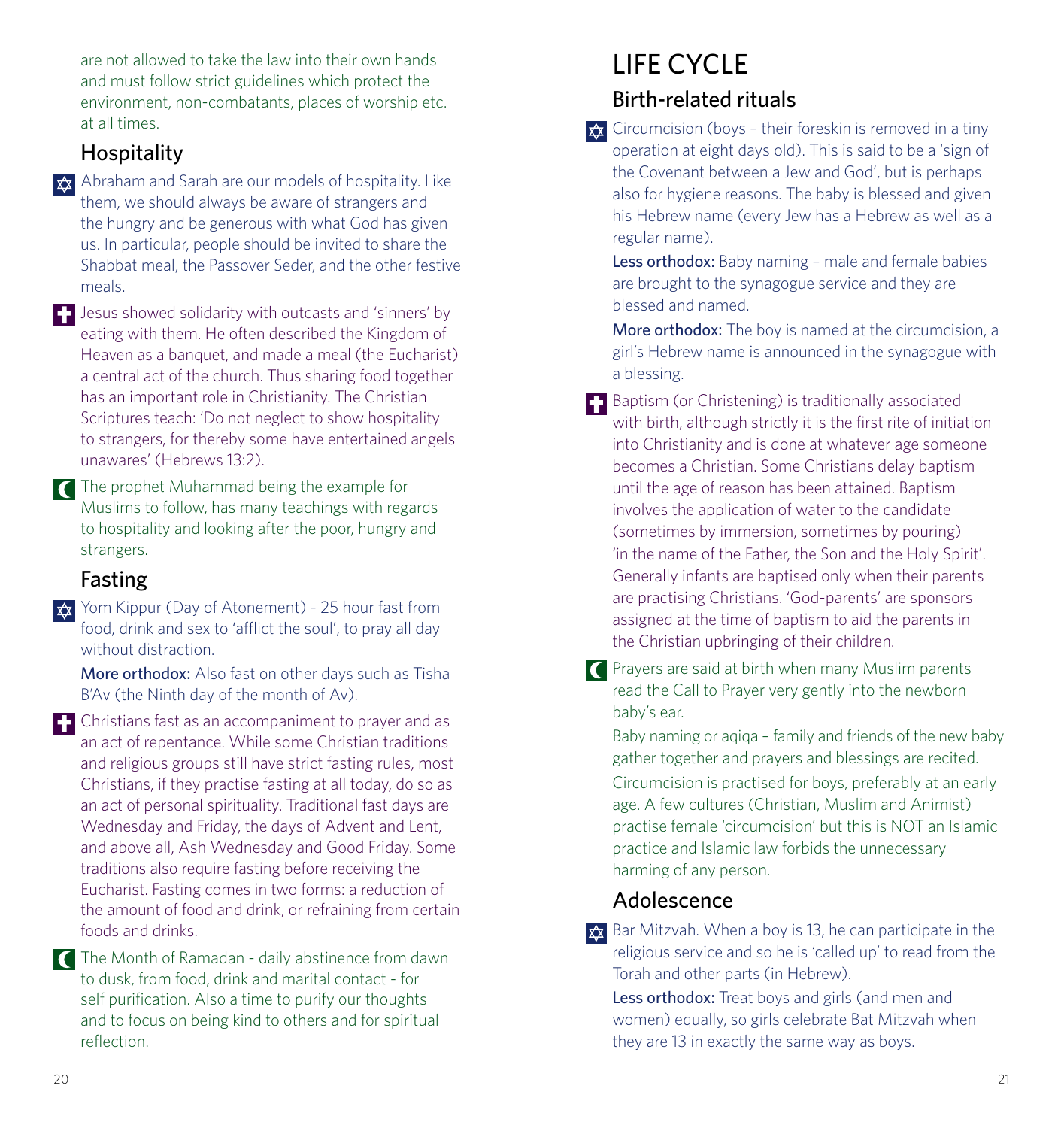are not allowed to take the law into their own hands and must follow strict guidelines which protect the environment, non-combatants, places of worship etc. at all times.

## Hospitality

Abraham and Sarah are our models of hospitality. Like them, we should always be aware of strangers and the hungry and be generous with what God has given us. In particular, people should be invited to share the Shabbat meal, the Passover Seder, and the other festive meals.

Jesus showed solidarity with outcasts and 'sinners' by eating with them. He often described the Kingdom of Heaven as a banquet, and made a meal (the Eucharist) a central act of the church. Thus sharing food together has an important role in Christianity. The Christian Scriptures teach: 'Do not neglect to show hospitality to strangers, for thereby some have entertained angels unawares' (Hebrews 13:2).

The prophet Muhammad being the example for Muslims to follow, has many teachings with regards to hospitality and looking after the poor, hungry and strangers.

## Fasting

Yom Kippur (Day of Atonement) - 25 hour fast from food, drink and sex to 'afflict the soul', to pray all day without distraction.

**More orthodox:** Also fast on other days such as Tisha B'Av (the Ninth day of the month of Av).

Christians fast as an accompaniment to prayer and as an act of repentance. While some Christian traditions and religious groups still have strict fasting rules, most Christians, if they practise fasting at all today, do so as an act of personal spirituality. Traditional fast days are Wednesday and Friday, the days of Advent and Lent, and above all, Ash Wednesday and Good Friday. Some traditions also require fasting before receiving the Eucharist. Fasting comes in two forms: a reduction of the amount of food and drink, or refraining from certain foods and drinks.

The Month of Ramadan - daily abstinence from dawn to dusk, from food, drink and marital contact - for self purification. Also a time to purify our thoughts and to focus on being kind to others and for spiritual reflection.

# LIFE CYCLE

## Birth-related rituals

Circumcision (boys – their foreskin is removed in a tiny operation at eight days old). This is said to be a 'sign of the Covenant between a Jew and God', but is perhaps also for hygiene reasons. The baby is blessed and given his Hebrew name (every Jew has a Hebrew as well as a regular name).

**Less orthodox:** Baby naming – male and female babies are brought to the synagogue service and they are blessed and named.

**More orthodox:** The boy is named at the circumcision, a girl's Hebrew name is announced in the synagogue with a blessing.

Baptism (or Christening) is traditionally associated with birth, although strictly it is the first rite of initiation into Christianity and is done at whatever age someone becomes a Christian. Some Christians delay baptism until the age of reason has been attained. Baptism involves the application of water to the candidate (sometimes by immersion, sometimes by pouring) 'in the name of the Father, the Son and the Holy Spirit'. Generally infants are baptised only when their parents are practising Christians. 'God-parents' are sponsors assigned at the time of baptism to aid the parents in the Christian upbringing of their children.

Prayers are said at birth when many Muslim parents read the Call to Prayer very gently into the newborn baby's ear.

Baby naming or aqiqa – family and friends of the new baby gather together and prayers and blessings are recited.

Circumcision is practised for boys, preferably at an early age. A few cultures (Christian, Muslim and Animist) practise female 'circumcision' but this is NOT an Islamic practice and Islamic law forbids the unnecessary harming of any person.

## Adolescence

Bar Mitzvah. When a boy is 13, he can participate in the religious service and so he is 'called up' to read from the Torah and other parts (in Hebrew).

**Less orthodox:** Treat boys and girls (and men and women) equally, so girls celebrate Bat Mitzvah when they are 13 in exactly the same way as boys.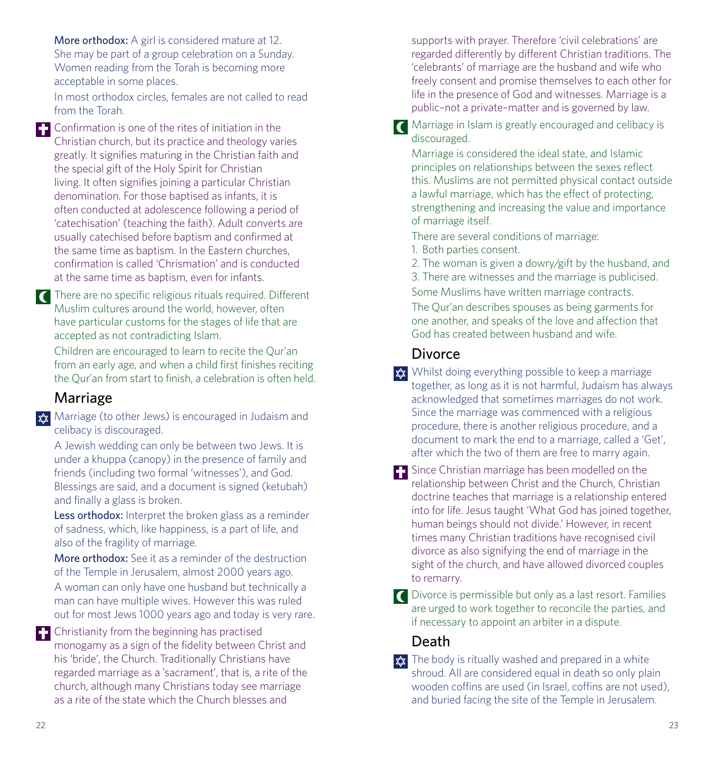**More orthodox:** A girl is considered mature at 12. She may be part of a group celebration on a Sunday. Women reading from the Torah is becoming more acceptable in some places.

In most orthodox circles, females are not called to read from the Torah.

Confirmation is one of the rites of initiation in the Christian church, but its practice and theology varies greatly. It signifies maturing in the Christian faith and the special gift of the Holy Spirit for Christian living. It often signifies joining a particular Christian denomination. For those baptised as infants, it is often conducted at adolescence following a period of 'catechisation' (teaching the faith). Adult converts are usually catechised before baptism and confirmed at the same time as baptism. In the Eastern churches, confirmation is called 'Chrismation' and is conducted at the same time as baptism, even for infants.

There are no specific religious rituals required. Different Muslim cultures around the world, however, often have particular customs for the stages of life that are accepted as not contradicting Islam.

Children are encouraged to learn to recite the Qur'an from an early age, and when a child first finishes reciting the Qur'an from start to finish, a celebration is often held.

## Marriage

Marriage (to other Jews) is encouraged in Judaism and celibacy is discouraged.

A Jewish wedding can only be between two Jews. It is under a khuppa (canopy) in the presence of family and friends (including two formal 'witnesses'), and God. Blessings are said, and a document is signed (ketubah) and finally a glass is broken.

**Less orthodox:** Interpret the broken glass as a reminder of sadness, which, like happiness, is a part of life, and also of the fragility of marriage.

**More orthodox:** See it as a reminder of the destruction of the Temple in Jerusalem, almost 2000 years ago.

A woman can only have one husband but technically a man can have multiple wives. However this was ruled out for most Jews 1000 years ago and today is very rare.

Christianity from the beginning has practised monogamy as a sign of the fidelity between Christ and his 'bride', the Church. Traditionally Christians have regarded marriage as a 'sacrament', that is, a rite of the church, although many Christians today see marriage as a rite of the state which the Church blesses and supports with prayer. Therefore 'civil celebrations' are regarded differently by different Christian traditions. The 'celebrants' of marriage are the husband and wife who freely consent and promise themselves to each other for life in the presence of God and witnesses. Marriage is a public–not a private–matter and is governed by law.

Marriage in Islam is greatly encouraged and celibacy is discouraged.

Marriage is considered the ideal state, and Islamic principles on relationships between the sexes reflect this. Muslims are not permitted physical contact outside a lawful marriage, which has the effect of protecting, strengthening and increasing the value and importance of marriage itself.

There are several conditions of marriage:

1. Both parties consent.
2. The woman is given a dowry/gift by the husband, and
3. There are witnesses and the marriage is publicised.

Some Muslims have written marriage contracts.

The Qur'an describes spouses as being garments for one another, and speaks of the love and affection that God has created between husband and wife.

## Divorce

Whilst doing everything possible to keep a marriage together, as long as it is not harmful, Judaism has always acknowledged that sometimes marriages do not work. Since the marriage was commenced with a religious procedure, there is another religious procedure, and a document to mark the end to a marriage, called a 'Get', after which the two of them are free to marry again.

Since Christian marriage has been modelled on the relationship between Christ and the Church, Christian doctrine teaches that marriage is a relationship entered into for life. Jesus taught 'What God has joined together, human beings should not divide.' However, in recent times many Christian traditions have recognised civil divorce as also signifying the end of marriage in the sight of the church, and have allowed divorced couples to remarry.

Divorce is permissible but only as a last resort. Families are urged to work together to reconcile the parties, and if necessary to appoint an arbiter in a dispute.

## Death

The body is ritually washed and prepared in a white shroud. All are considered equal in death so only plain wooden coffins are used (in Israel, coffins are not used), and buried facing the site of the Temple in Jerusalem.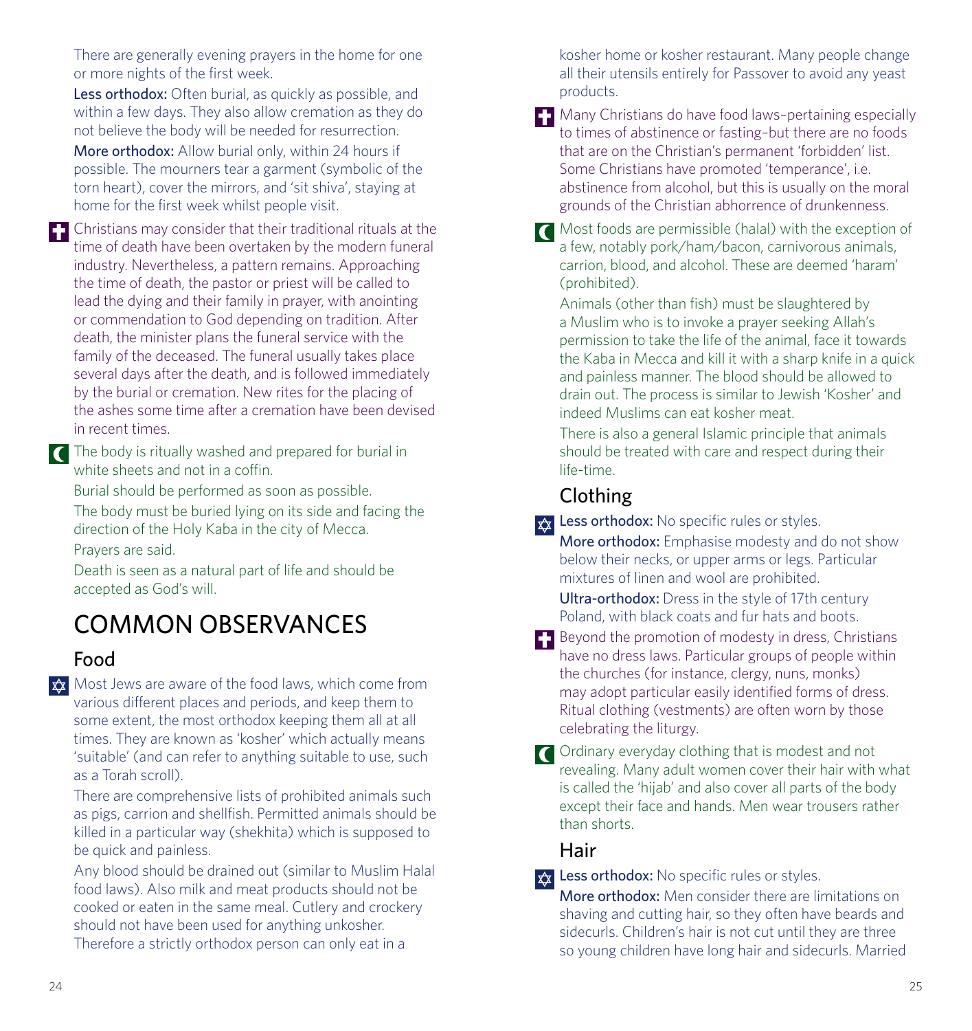There are generally evening prayers in the home for one or more nights of the first week.

**Less orthodox:** Often burial, as quickly as possible, and within a few days. They also allow cremation as they do not believe the body will be needed for resurrection.

**More orthodox:** Allow burial only, within 24 hours if possible. The mourners tear a garment (symbolic of the torn heart), cover the mirrors, and 'sit shiva', staying at home for the first week whilst people visit.

Christians may consider that their traditional rituals at the time of death have been overtaken by the modern funeral industry. Nevertheless, a pattern remains. Approaching the time of death, the pastor or priest will be called to lead the dying and their family in prayer, with anointing or commendation to God depending on tradition. After death, the minister plans the funeral service with the family of the deceased. The funeral usually takes place several days after the death, and is followed immediately by the burial or cremation. New rites for the placing of the ashes some time after a cremation have been devised in recent times.

The body is ritually washed and prepared for burial in white sheets and not in a coffin.

Burial should be performed as soon as possible.

The body must be buried lying on its side and facing the direction of the Holy Kaba in the city of Mecca.

Prayers are said.

Death is seen as a natural part of life and should be accepted as God's will.

# COMMON OBSERVANCES

## Food

Most Jews are aware of the food laws, which come from various different places and periods, and keep them to some extent, the most orthodox keeping them all at all times. They are known as 'kosher' which actually means 'suitable' (and can refer to anything suitable to use, such as a Torah scroll).

There are comprehensive lists of prohibited animals such as pigs, carrion and shellfish. Permitted animals should be killed in a particular way (shekhita) which is supposed to be quick and painless.

Any blood should be drained out (similar to Muslim Halal food laws). Also milk and meat products should not be cooked or eaten in the same meal. Cutlery and crockery should not have been used for anything unkosher. Therefore a strictly orthodox person can only eat in a kosher home or kosher restaurant. Many people change all their utensils entirely for Passover to avoid any yeast products.

Many Christians do have food laws–pertaining especially to times of abstinence or fasting–but there are no foods that are on the Christian's permanent 'forbidden' list. Some Christians have promoted 'temperance', i.e. abstinence from alcohol, but this is usually on the moral grounds of the Christian abhorrence of drunkenness.

Most foods are permissible (halal) with the exception of a few, notably pork/ham/bacon, carnivorous animals, carrion, blood, and alcohol. These are deemed 'haram' (prohibited).

Animals (other than fish) must be slaughtered by a Muslim who is to invoke a prayer seeking Allah's permission to take the life of the animal, face it towards the Kaba in Mecca and kill it with a sharp knife in a quick and painless manner. The blood should be allowed to drain out. The process is similar to Jewish 'Kosher' and indeed Muslims can eat kosher meat.

There is also a general Islamic principle that animals should be treated with care and respect during their life-time.

## Clothing

**Less orthodox:** No specific rules or styles.

**More orthodox:** Emphasise modesty and do not show below their necks, or upper arms or legs. Particular mixtures of linen and wool are prohibited.

**Ultra-orthodox:** Dress in the style of 17th century Poland, with black coats and fur hats and boots.

Beyond the promotion of modesty in dress, Christians have no dress laws. Particular groups of people within the churches (for instance, clergy, nuns, monks) may adopt particular easily identified forms of dress. Ritual clothing (vestments) are often worn by those celebrating the liturgy.

Ordinary everyday clothing that is modest and not revealing. Many adult women cover their hair with what is called the 'hijab' and also cover all parts of the body except their face and hands. Men wear trousers rather than shorts.

## Hair

**Less orthodox:** No specific rules or styles.

**More orthodox:** Men consider there are limitations on shaving and cutting hair, so they often have beards and sidecurls. Children's hair is not cut until they are three so young children have long hair and sidecurls. Married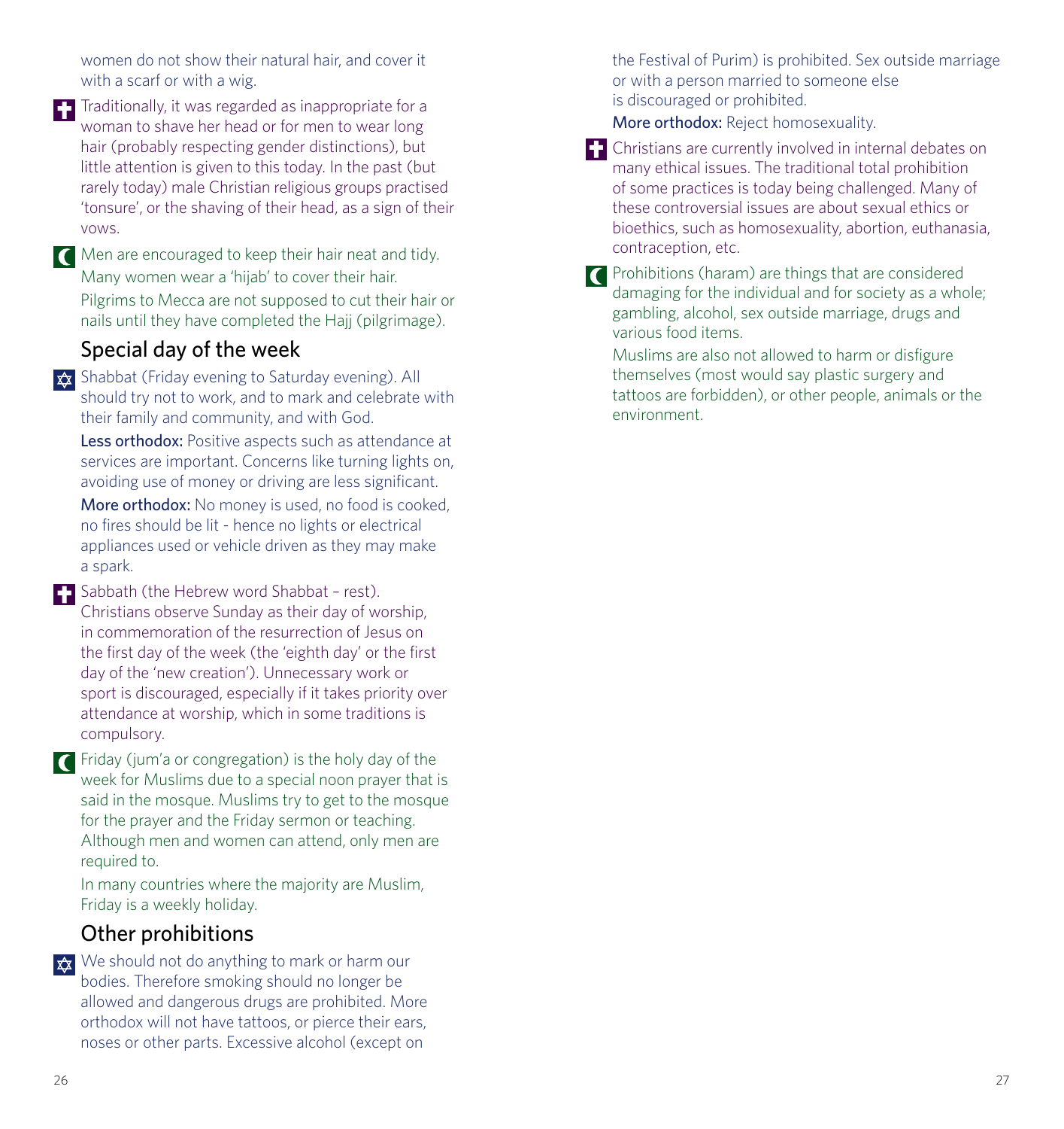women do not show their natural hair, and cover it with a scarf or with a wig.

Traditionally, it was regarded as inappropriate for a woman to shave her head or for men to wear long hair (probably respecting gender distinctions), but little attention is given to this today. In the past (but rarely today) male Christian religious groups practised 'tonsure', or the shaving of their head, as a sign of their vows.

Men are encouraged to keep their hair neat and tidy. Many women wear a 'hijab' to cover their hair.

Pilgrims to Mecca are not supposed to cut their hair or nails until they have completed the Hajj (pilgrimage).

## Special day of the week

Shabbat (Friday evening to Saturday evening). All should try not to work, and to mark and celebrate with their family and community, and with God.

**Less orthodox:** Positive aspects such as attendance at services are important. Concerns like turning lights on, avoiding use of money or driving are less significant.

**More orthodox:** No money is used, no food is cooked, no fires should be lit - hence no lights or electrical appliances used or vehicle driven as they may make a spark.

Sabbath (the Hebrew word Shabbat – rest). Christians observe Sunday as their day of worship, in commemoration of the resurrection of Jesus on the first day of the week (the 'eighth day' or the first day of the 'new creation'). Unnecessary work or sport is discouraged, especially if it takes priority over attendance at worship, which in some traditions is compulsory.

Friday (jum'a or congregation) is the holy day of the week for Muslims due to a special noon prayer that is said in the mosque. Muslims try to get to the mosque for the prayer and the Friday sermon or teaching. Although men and women can attend, only men are required to.

In many countries where the majority are Muslim, Friday is a weekly holiday.

## Other prohibitions

We should not do anything to mark or harm our bodies. Therefore smoking should no longer be allowed and dangerous drugs are prohibited. More orthodox will not have tattoos, or pierce their ears, noses or other parts. Excessive alcohol (except on the Festival of Purim) is prohibited. Sex outside marriage or with a person married to someone else is discouraged or prohibited.

**More orthodox:** Reject homosexuality.

Christians are currently involved in internal debates on many ethical issues. The traditional total prohibition of some practices is today being challenged. Many of these controversial issues are about sexual ethics or bioethics, such as homosexuality, abortion, euthanasia, contraception, etc.

Prohibitions (haram) are things that are considered damaging for the individual and for society as a whole; gambling, alcohol, sex outside marriage, drugs and various food items.

Muslims are also not allowed to harm or disfigure themselves (most would say plastic surgery and tattoos are forbidden), or other people, animals or the environment.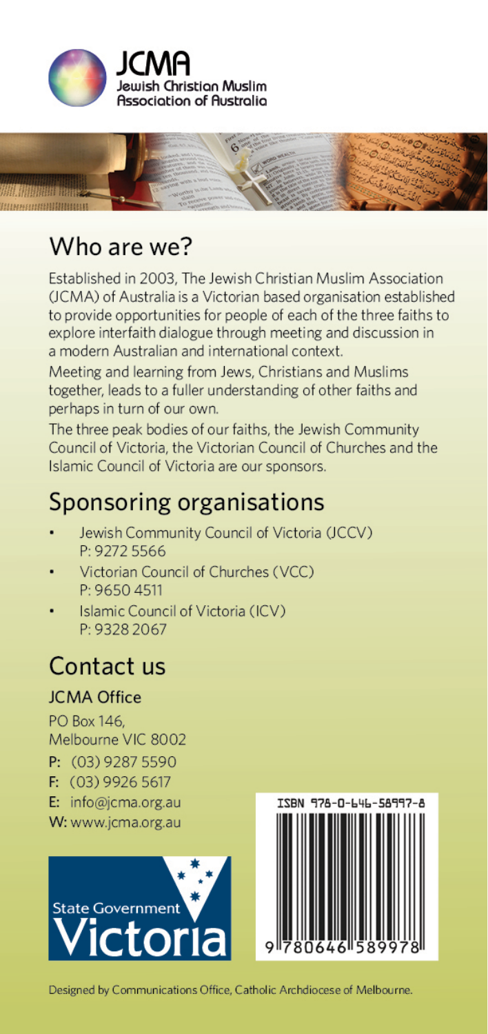JCMA
Jewish Christian Muslim
Association of Australia

## Who are we?

Established in 2003, The Jewish Christian Muslim Association (JCMA) of Australia is a Victorian based organisation established to provide opportunities for people of each of the three faiths to explore interfaith dialogue through meeting and discussion in a modern Australian and international context.

Meeting and learning from Jews, Christians and Muslims together, leads to a fuller understanding of other faiths and perhaps in turn of our own.

The three peak bodies of our faiths, the Jewish Community Council of Victoria, the Victorian Council of Churches and the Islamic Council of Victoria are our sponsors.

## Sponsoring organisations

- Jewish Community Council of Victoria (JCCV)
  P: 9272 5566
- Victorian Council of Churches (VCC)
  P: 9650 4511
- Islamic Council of Victoria (ICV)
  P: 9328 2067

## Contact us

### JCMA Office

PO Box 146,
Melbourne VIC 8002

**P:** (03) 9287 5590
**F:** (03) 9926 5617
**E:** info@jcma.org.au
**W:** www.jcma.org.au

State Government Victoria

ISBN 978-0-646-58997-8

9 780646 589978

Designed by Communications Office, Catholic Archdiocese of Melbourne.